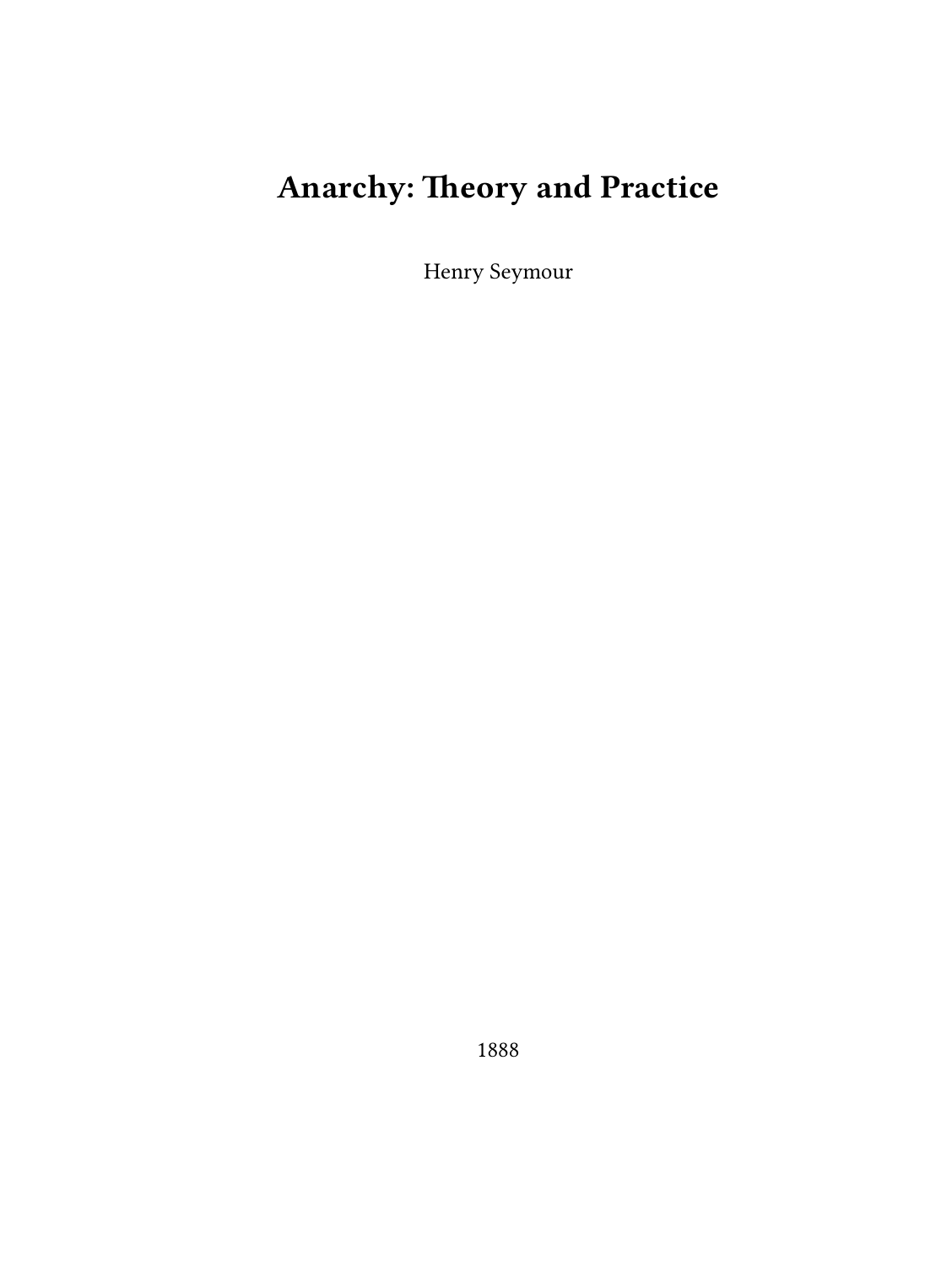# Anarchy: Theory and Practice

Henry Seymour

1888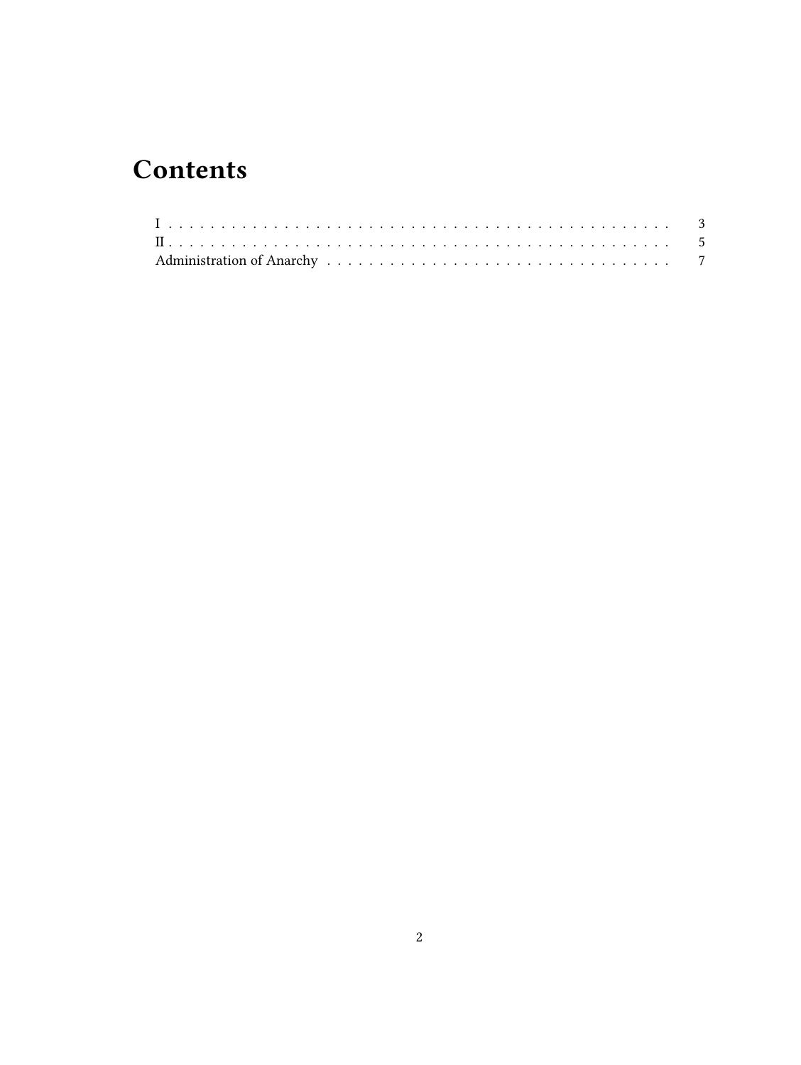# Contents

- I . . . . . . . . . . . . . . . . . . . . . . . . . . . . . . . . . . . . . . . . . . . . . . . . 3
- II . . . . . . . . . . . . . . . . . . . . . . . . . . . . . . . . . . . . . . . . . . . . . . . . 5
- Administration of Anarchy . . . . . . . . . . . . . . . . . . . . . . . . . . . . . . . . . . 7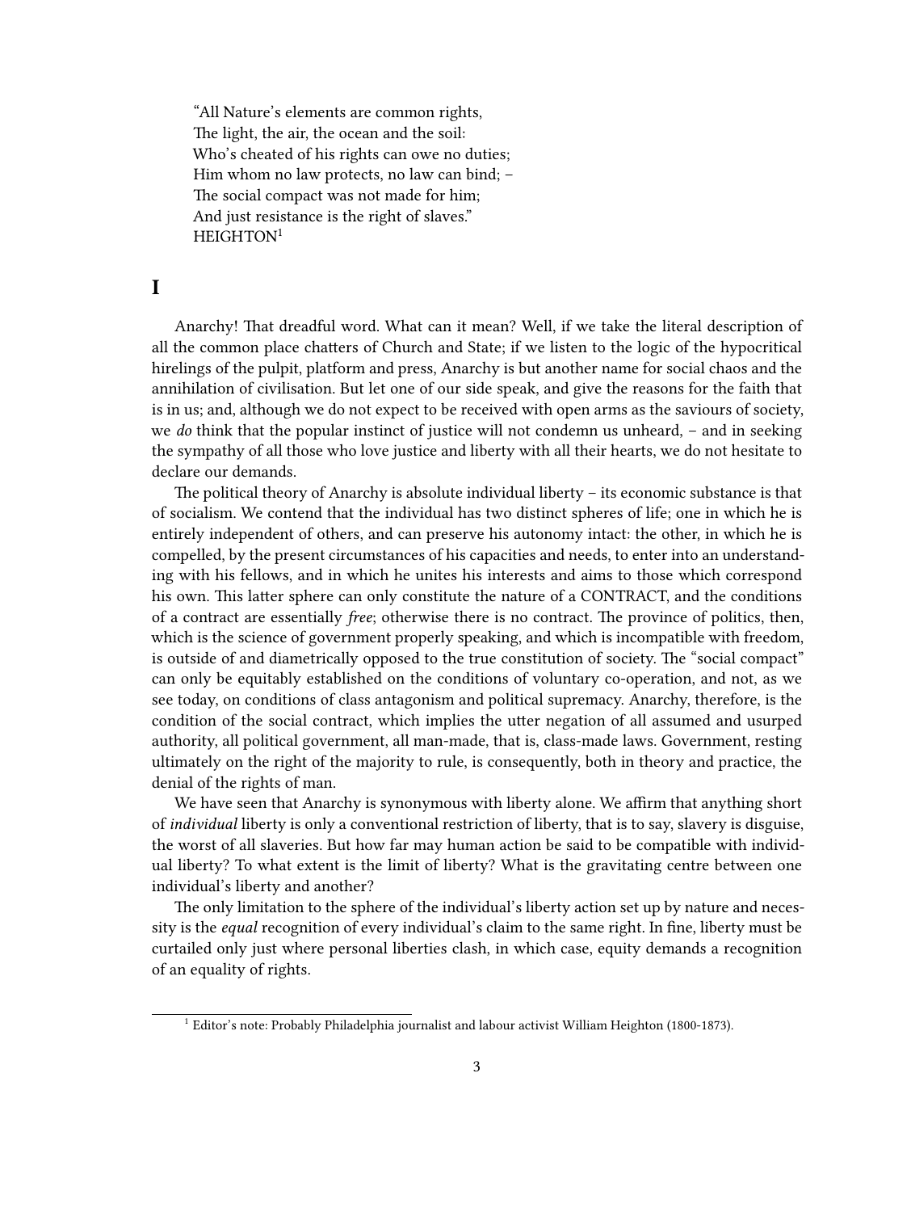> "All Nature's elements are common rights,
> The light, the air, the ocean and the soil:
> Who's cheated of his rights can owe no duties;
> Him whom no law protects, no law can bind; –
> The social compact was not made for him;
> And just resistance is the right of slaves."
> HEIGHTON[1]

## I

Anarchy! That dreadful word. What can it mean? Well, if we take the literal description of all the common place chatters of Church and State; if we listen to the logic of the hypocritical hirelings of the pulpit, platform and press, Anarchy is but another name for social chaos and the annihilation of civilisation. But let one of our side speak, and give the reasons for the faith that is in us; and, although we do not expect to be received with open arms as the saviours of society, we *do* think that the popular instinct of justice will not condemn us unheard, – and in seeking the sympathy of all those who love justice and liberty with all their hearts, we do not hesitate to declare our demands.

The political theory of Anarchy is absolute individual liberty – its economic substance is that of socialism. We contend that the individual has two distinct spheres of life; one in which he is entirely independent of others, and can preserve his autonomy intact: the other, in which he is compelled, by the present circumstances of his capacities and needs, to enter into an understanding with his fellows, and in which he unites his interests and aims to those which correspond his own. This latter sphere can only constitute the nature of a CONTRACT, and the conditions of a contract are essentially *free*; otherwise there is no contract. The province of politics, then, which is the science of government properly speaking, and which is incompatible with freedom, is outside of and diametrically opposed to the true constitution of society. The "social compact" can only be equitably established on the conditions of voluntary co-operation, and not, as we see today, on conditions of class antagonism and political supremacy. Anarchy, therefore, is the condition of the social contract, which implies the utter negation of all assumed and usurped authority, all political government, all man-made, that is, class-made laws. Government, resting ultimately on the right of the majority to rule, is consequently, both in theory and practice, the denial of the rights of man.

We have seen that Anarchy is synonymous with liberty alone. We affirm that anything short of *individual* liberty is only a conventional restriction of liberty, that is to say, slavery is disguise, the worst of all slaveries. But how far may human action be said to be compatible with individual liberty? To what extent is the limit of liberty? What is the gravitating centre between one individual's liberty and another?

The only limitation to the sphere of the individual's liberty action set up by nature and necessity is the *equal* recognition of every individual's claim to the same right. In fine, liberty must be curtailed only just where personal liberties clash, in which case, equity demands a recognition of an equality of rights.

[1] Editor's note: Probably Philadelphia journalist and labour activist William Heighton (1800-1873).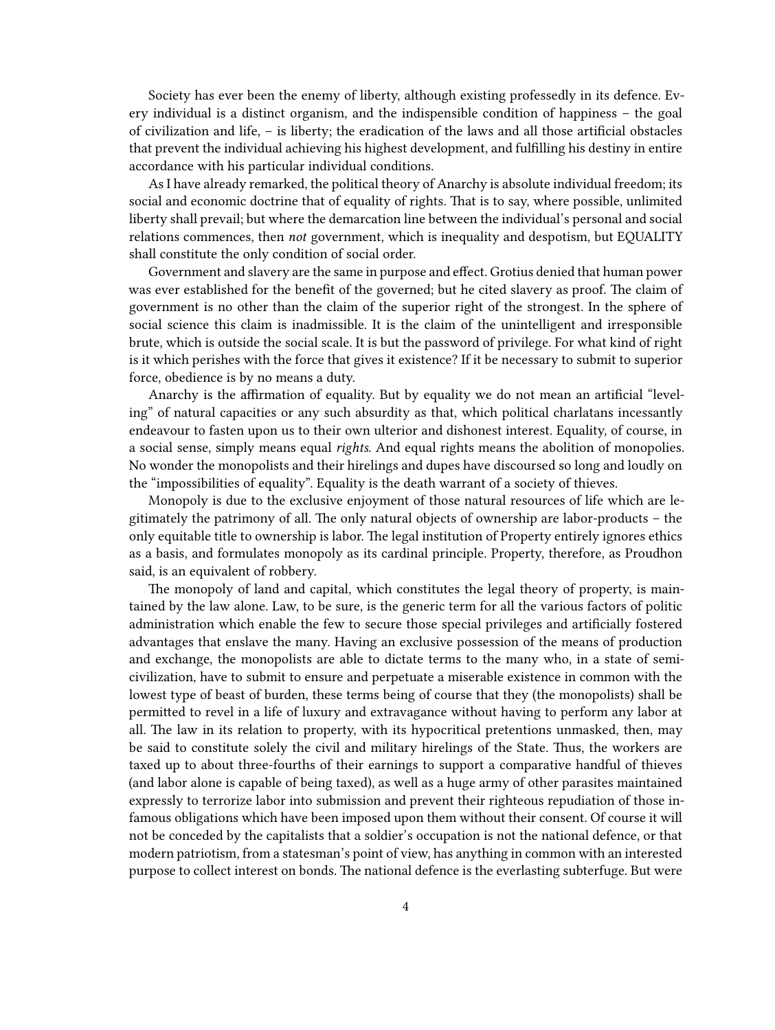Society has ever been the enemy of liberty, although existing professedly in its defence. Every individual is a distinct organism, and the indispensible condition of happiness – the goal of civilization and life, – is liberty; the eradication of the laws and all those artificial obstacles that prevent the individual achieving his highest development, and fulfilling his destiny in entire accordance with his particular individual conditions.

As I have already remarked, the political theory of Anarchy is absolute individual freedom; its social and economic doctrine that of equality of rights. That is to say, where possible, unlimited liberty shall prevail; but where the demarcation line between the individual's personal and social relations commences, then *not* government, which is inequality and despotism, but EQUALITY shall constitute the only condition of social order.

Government and slavery are the same in purpose and effect. Grotius denied that human power was ever established for the benefit of the governed; but he cited slavery as proof. The claim of government is no other than the claim of the superior right of the strongest. In the sphere of social science this claim is inadmissible. It is the claim of the unintelligent and irresponsible brute, which is outside the social scale. It is but the password of privilege. For what kind of right is it which perishes with the force that gives it existence? If it be necessary to submit to superior force, obedience is by no means a duty.

Anarchy is the affirmation of equality. But by equality we do not mean an artificial "leveling" of natural capacities or any such absurdity as that, which political charlatans incessantly endeavour to fasten upon us to their own ulterior and dishonest interest. Equality, of course, in a social sense, simply means equal *rights*. And equal rights means the abolition of monopolies. No wonder the monopolists and their hirelings and dupes have discoursed so long and loudly on the "impossibilities of equality". Equality is the death warrant of a society of thieves.

Monopoly is due to the exclusive enjoyment of those natural resources of life which are legitimately the patrimony of all. The only natural objects of ownership are labor-products – the only equitable title to ownership is labor. The legal institution of Property entirely ignores ethics as a basis, and formulates monopoly as its cardinal principle. Property, therefore, as Proudhon said, is an equivalent of robbery.

The monopoly of land and capital, which constitutes the legal theory of property, is maintained by the law alone. Law, to be sure, is the generic term for all the various factors of politic administration which enable the few to secure those special privileges and artificially fostered advantages that enslave the many. Having an exclusive possession of the means of production and exchange, the monopolists are able to dictate terms to the many who, in a state of semi-civilization, have to submit to ensure and perpetuate a miserable existence in common with the lowest type of beast of burden, these terms being of course that they (the monopolists) shall be permitted to revel in a life of luxury and extravagance without having to perform any labor at all. The law in its relation to property, with its hypocritical pretentions unmasked, then, may be said to constitute solely the civil and military hirelings of the State. Thus, the workers are taxed up to about three-fourths of their earnings to support a comparative handful of thieves (and labor alone is capable of being taxed), as well as a huge army of other parasites maintained expressly to terrorize labor into submission and prevent their righteous repudiation of those infamous obligations which have been imposed upon them without their consent. Of course it will not be conceded by the capitalists that a soldier's occupation is not the national defence, or that modern patriotism, from a statesman's point of view, has anything in common with an interested purpose to collect interest on bonds. The national defence is the everlasting subterfuge. But were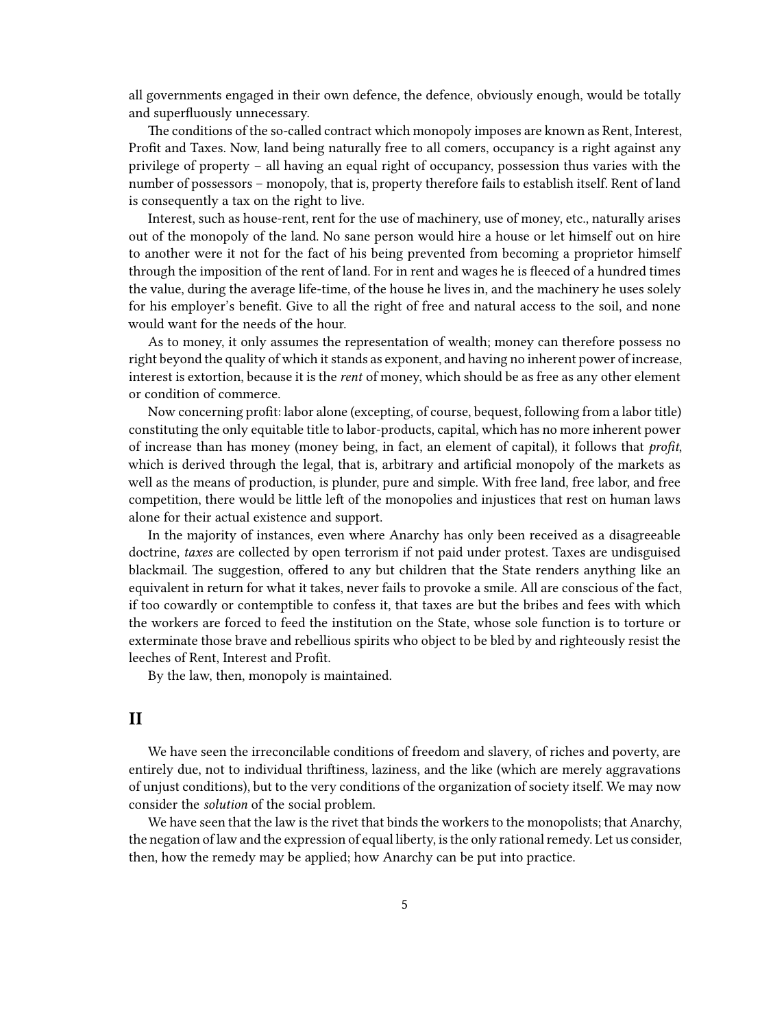all governments engaged in their own defence, the defence, obviously enough, would be totally and superfluously unnecessary.

The conditions of the so-called contract which monopoly imposes are known as Rent, Interest, Profit and Taxes. Now, land being naturally free to all comers, occupancy is a right against any privilege of property – all having an equal right of occupancy, possession thus varies with the number of possessors – monopoly, that is, property therefore fails to establish itself. Rent of land is consequently a tax on the right to live.

Interest, such as house-rent, rent for the use of machinery, use of money, etc., naturally arises out of the monopoly of the land. No sane person would hire a house or let himself out on hire to another were it not for the fact of his being prevented from becoming a proprietor himself through the imposition of the rent of land. For in rent and wages he is fleeced of a hundred times the value, during the average life-time, of the house he lives in, and the machinery he uses solely for his employer's benefit. Give to all the right of free and natural access to the soil, and none would want for the needs of the hour.

As to money, it only assumes the representation of wealth; money can therefore possess no right beyond the quality of which it stands as exponent, and having no inherent power of increase, interest is extortion, because it is the *rent* of money, which should be as free as any other element or condition of commerce.

Now concerning profit: labor alone (excepting, of course, bequest, following from a labor title) constituting the only equitable title to labor-products, capital, which has no more inherent power of increase than has money (money being, in fact, an element of capital), it follows that *profit*, which is derived through the legal, that is, arbitrary and artificial monopoly of the markets as well as the means of production, is plunder, pure and simple. With free land, free labor, and free competition, there would be little left of the monopolies and injustices that rest on human laws alone for their actual existence and support.

In the majority of instances, even where Anarchy has only been received as a disagreeable doctrine, *taxes* are collected by open terrorism if not paid under protest. Taxes are undisguised blackmail. The suggestion, offered to any but children that the State renders anything like an equivalent in return for what it takes, never fails to provoke a smile. All are conscious of the fact, if too cowardly or contemptible to confess it, that taxes are but the bribes and fees with which the workers are forced to feed the institution on the State, whose sole function is to torture or exterminate those brave and rebellious spirits who object to be bled by and righteously resist the leeches of Rent, Interest and Profit.

By the law, then, monopoly is maintained.

## II

We have seen the irreconcilable conditions of freedom and slavery, of riches and poverty, are entirely due, not to individual thriftiness, laziness, and the like (which are merely aggravations of unjust conditions), but to the very conditions of the organization of society itself. We may now consider the *solution* of the social problem.

We have seen that the law is the rivet that binds the workers to the monopolists; that Anarchy, the negation of law and the expression of equal liberty, is the only rational remedy. Let us consider, then, how the remedy may be applied; how Anarchy can be put into practice.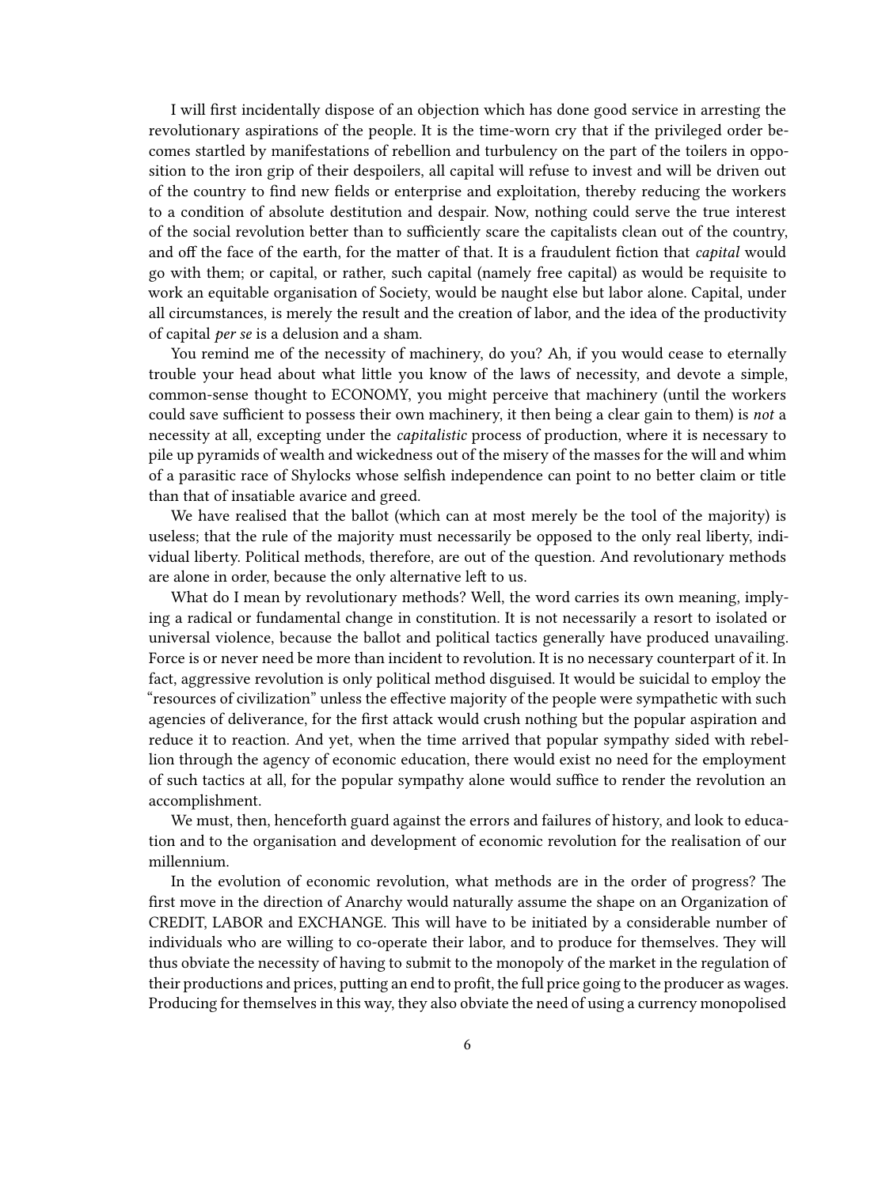I will first incidentally dispose of an objection which has done good service in arresting the revolutionary aspirations of the people. It is the time-worn cry that if the privileged order becomes startled by manifestations of rebellion and turbulency on the part of the toilers in opposition to the iron grip of their despoilers, all capital will refuse to invest and will be driven out of the country to find new fields or enterprise and exploitation, thereby reducing the workers to a condition of absolute destitution and despair. Now, nothing could serve the true interest of the social revolution better than to sufficiently scare the capitalists clean out of the country, and off the face of the earth, for the matter of that. It is a fraudulent fiction that *capital* would go with them; or capital, or rather, such capital (namely free capital) as would be requisite to work an equitable organisation of Society, would be naught else but labor alone. Capital, under all circumstances, is merely the result and the creation of labor, and the idea of the productivity of capital *per se* is a delusion and a sham.

You remind me of the necessity of machinery, do you? Ah, if you would cease to eternally trouble your head about what little you know of the laws of necessity, and devote a simple, common-sense thought to ECONOMY, you might perceive that machinery (until the workers could save sufficient to possess their own machinery, it then being a clear gain to them) is *not* a necessity at all, excepting under the *capitalistic* process of production, where it is necessary to pile up pyramids of wealth and wickedness out of the misery of the masses for the will and whim of a parasitic race of Shylocks whose selfish independence can point to no better claim or title than that of insatiable avarice and greed.

We have realised that the ballot (which can at most merely be the tool of the majority) is useless; that the rule of the majority must necessarily be opposed to the only real liberty, individual liberty. Political methods, therefore, are out of the question. And revolutionary methods are alone in order, because the only alternative left to us.

What do I mean by revolutionary methods? Well, the word carries its own meaning, implying a radical or fundamental change in constitution. It is not necessarily a resort to isolated or universal violence, because the ballot and political tactics generally have produced unavailing. Force is or never need be more than incident to revolution. It is no necessary counterpart of it. In fact, aggressive revolution is only political method disguised. It would be suicidal to employ the "resources of civilization" unless the effective majority of the people were sympathetic with such agencies of deliverance, for the first attack would crush nothing but the popular aspiration and reduce it to reaction. And yet, when the time arrived that popular sympathy sided with rebellion through the agency of economic education, there would exist no need for the employment of such tactics at all, for the popular sympathy alone would suffice to render the revolution an accomplishment.

We must, then, henceforth guard against the errors and failures of history, and look to education and to the organisation and development of economic revolution for the realisation of our millennium.

In the evolution of economic revolution, what methods are in the order of progress? The first move in the direction of Anarchy would naturally assume the shape on an Organization of CREDIT, LABOR and EXCHANGE. This will have to be initiated by a considerable number of individuals who are willing to co-operate their labor, and to produce for themselves. They will thus obviate the necessity of having to submit to the monopoly of the market in the regulation of their productions and prices, putting an end to profit, the full price going to the producer as wages. Producing for themselves in this way, they also obviate the need of using a currency monopolised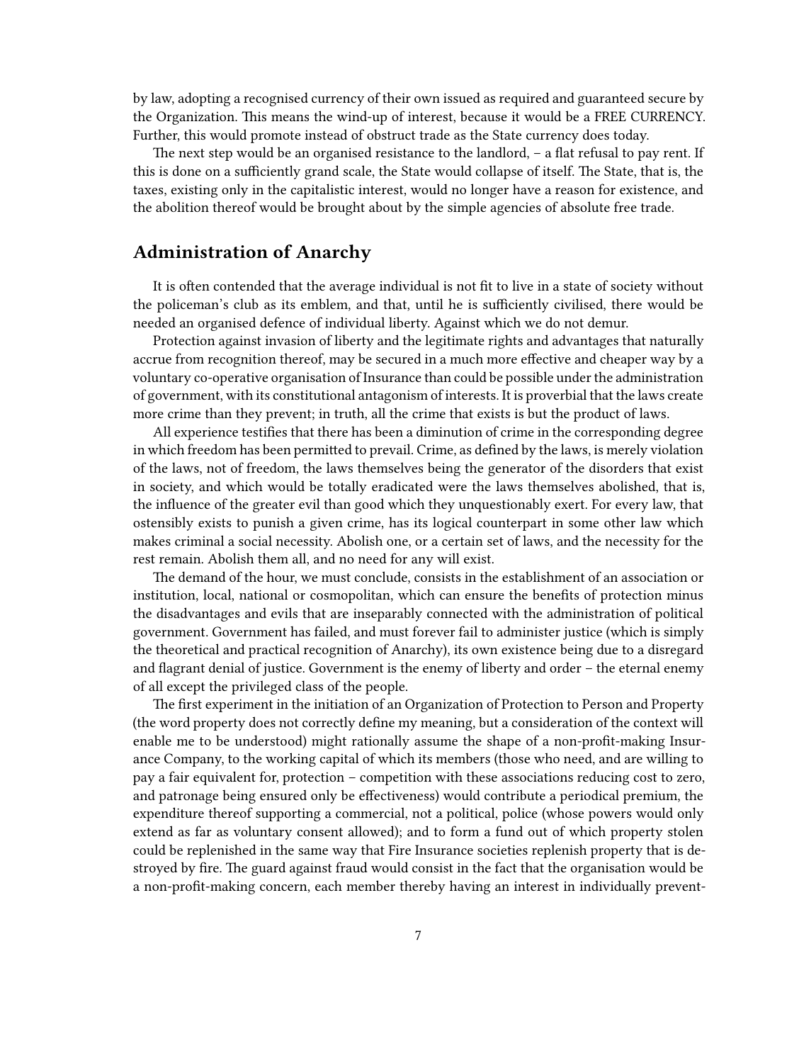by law, adopting a recognised currency of their own issued as required and guaranteed secure by the Organization. This means the wind-up of interest, because it would be a FREE CURRENCY. Further, this would promote instead of obstruct trade as the State currency does today.

The next step would be an organised resistance to the landlord, – a flat refusal to pay rent. If this is done on a sufficiently grand scale, the State would collapse of itself. The State, that is, the taxes, existing only in the capitalistic interest, would no longer have a reason for existence, and the abolition thereof would be brought about by the simple agencies of absolute free trade.

## Administration of Anarchy

It is often contended that the average individual is not fit to live in a state of society without the policeman's club as its emblem, and that, until he is sufficiently civilised, there would be needed an organised defence of individual liberty. Against which we do not demur.

Protection against invasion of liberty and the legitimate rights and advantages that naturally accrue from recognition thereof, may be secured in a much more effective and cheaper way by a voluntary co-operative organisation of Insurance than could be possible under the administration of government, with its constitutional antagonism of interests. It is proverbial that the laws create more crime than they prevent; in truth, all the crime that exists is but the product of laws.

All experience testifies that there has been a diminution of crime in the corresponding degree in which freedom has been permitted to prevail. Crime, as defined by the laws, is merely violation of the laws, not of freedom, the laws themselves being the generator of the disorders that exist in society, and which would be totally eradicated were the laws themselves abolished, that is, the influence of the greater evil than good which they unquestionably exert. For every law, that ostensibly exists to punish a given crime, has its logical counterpart in some other law which makes criminal a social necessity. Abolish one, or a certain set of laws, and the necessity for the rest remain. Abolish them all, and no need for any will exist.

The demand of the hour, we must conclude, consists in the establishment of an association or institution, local, national or cosmopolitan, which can ensure the benefits of protection minus the disadvantages and evils that are inseparably connected with the administration of political government. Government has failed, and must forever fail to administer justice (which is simply the theoretical and practical recognition of Anarchy), its own existence being due to a disregard and flagrant denial of justice. Government is the enemy of liberty and order – the eternal enemy of all except the privileged class of the people.

The first experiment in the initiation of an Organization of Protection to Person and Property (the word property does not correctly define my meaning, but a consideration of the context will enable me to be understood) might rationally assume the shape of a non-profit-making Insurance Company, to the working capital of which its members (those who need, and are willing to pay a fair equivalent for, protection – competition with these associations reducing cost to zero, and patronage being ensured only be effectiveness) would contribute a periodical premium, the expenditure thereof supporting a commercial, not a political, police (whose powers would only extend as far as voluntary consent allowed); and to form a fund out of which property stolen could be replenished in the same way that Fire Insurance societies replenish property that is destroyed by fire. The guard against fraud would consist in the fact that the organisation would be a non-profit-making concern, each member thereby having an interest in individually prevent-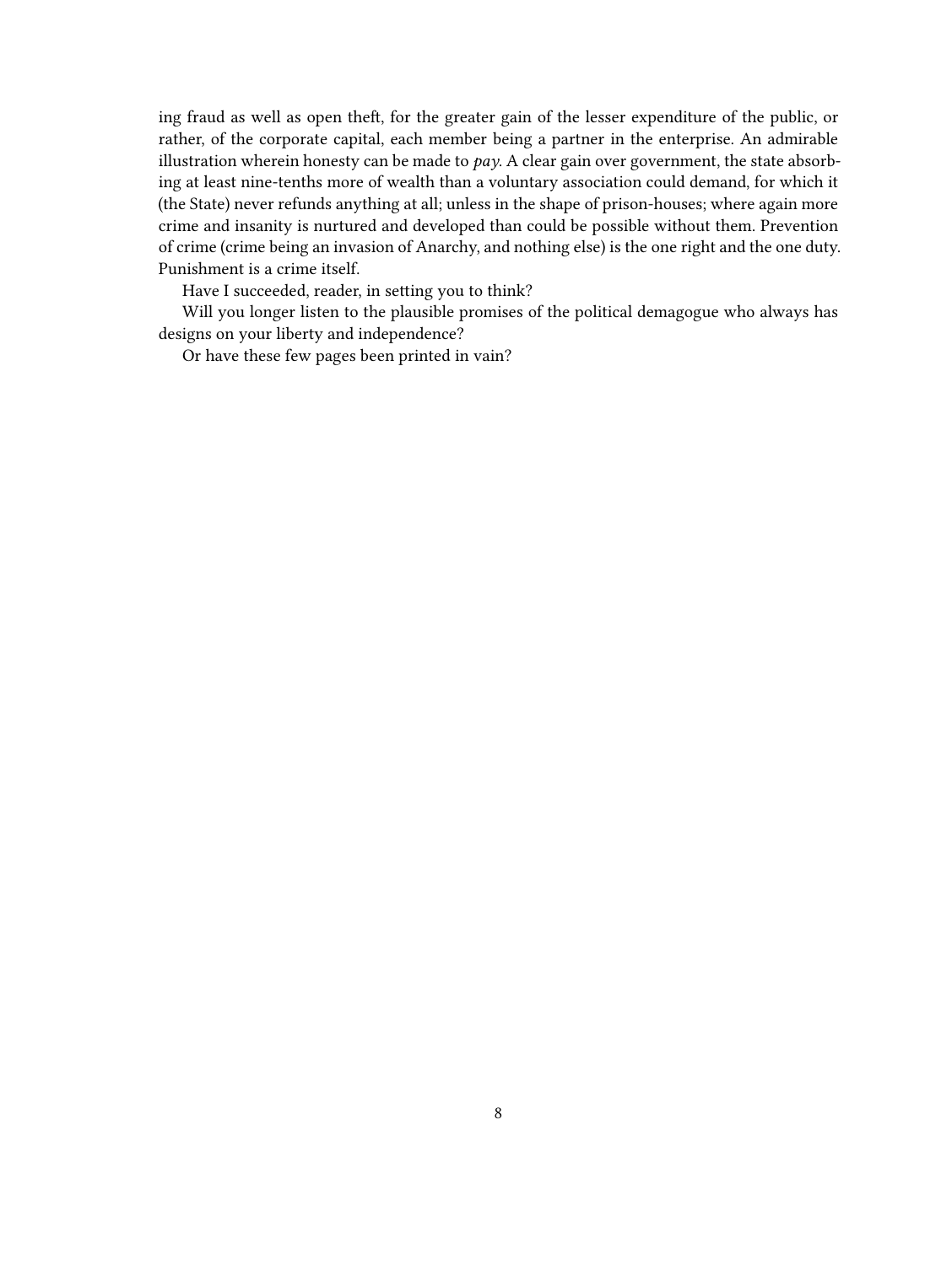ing fraud as well as open theft, for the greater gain of the lesser expenditure of the public, or rather, of the corporate capital, each member being a partner in the enterprise. An admirable illustration wherein honesty can be made to *pay*. A clear gain over government, the state absorbing at least nine-tenths more of wealth than a voluntary association could demand, for which it (the State) never refunds anything at all; unless in the shape of prison-houses; where again more crime and insanity is nurtured and developed than could be possible without them. Prevention of crime (crime being an invasion of Anarchy, and nothing else) is the one right and the one duty. Punishment is a crime itself.

Have I succeeded, reader, in setting you to think?

Will you longer listen to the plausible promises of the political demagogue who always has designs on your liberty and independence?

Or have these few pages been printed in vain?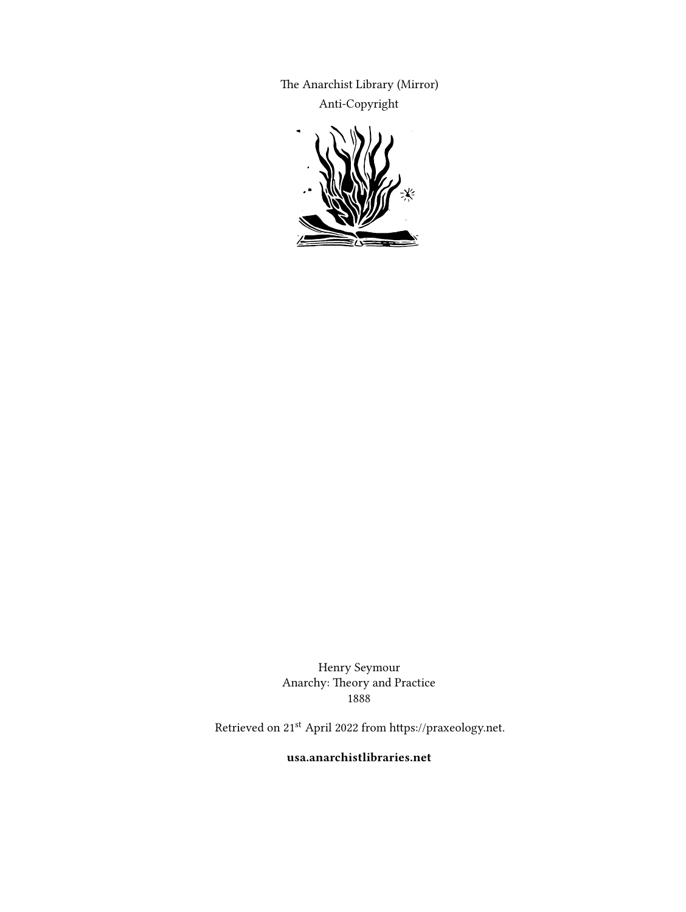The Anarchist Library (Mirror)
Anti-Copyright

Henry Seymour
Anarchy: Theory and Practice
1888

Retrieved on 21st April 2022 from https://praxeology.net.

**usa.anarchistlibraries.net**